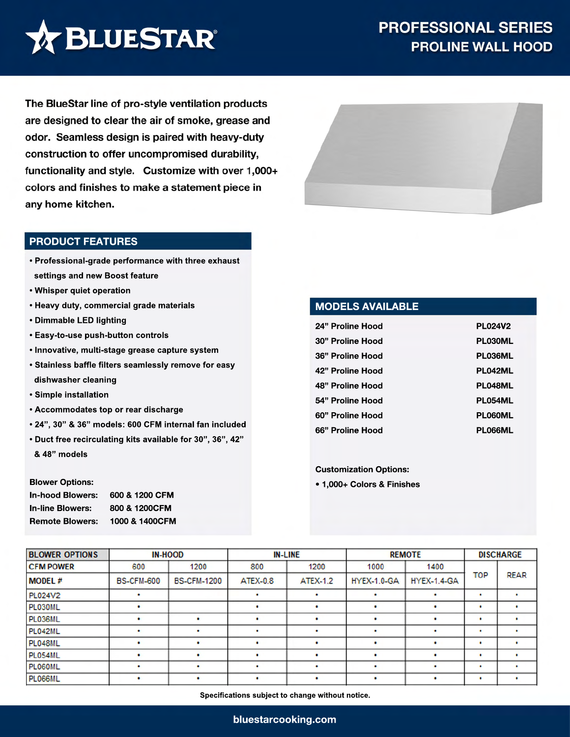# BLUESTAR

## PROFESSIONAL SERIES
## PROLINE WALL HOOD

The BlueStar line of pro-style ventilation products are designed to clear the air of smoke, grease and odor. Seamless design is paired with heavy-duty construction to offer uncompromised durability, functionality and style. Customize with over 1,000+ colors and finishes to make a statement piece in any home kitchen.

## PRODUCT FEATURES

- Professional-grade performance with three exhaust settings and new Boost feature
- Whisper quiet operation
- Heavy duty, commercial grade materials
- Dimmable LED lighting
- Easy-to-use push-button controls
- Innovative, multi-stage grease capture system
- Stainless baffle filters seamlessly remove for easy dishwasher cleaning
- Simple installation
- Accommodates top or rear discharge
- 24”, 30” & 36” models: 600 CFM internal fan included
- Duct free recirculating kits available for 30”, 36”, 42” & 48” models

**Blower Options:**

| | |
|---|---|
| In-hood Blowers: | 600 & 1200 CFM |
| In-line Blowers: | 800 & 1200CFM |
| Remote Blowers: | 1000 & 1400CFM |

## MODELS AVAILABLE

| | |
|---|---|
| 24” Proline Hood | PL024V2 |
| 30” Proline Hood | PL030ML |
| 36” Proline Hood | PL036ML |
| 42” Proline Hood | PL042ML |
| 48” Proline Hood | PL048ML |
| 54” Proline Hood | PL054ML |
| 60” Proline Hood | PL060ML |
| 66” Proline Hood | PL066ML |

**Customization Options:**

- 1,000+ Colors & Finishes

| BLOWER OPTIONS | IN-HOOD | | IN-LINE | | REMOTE | | DISCHARGE | |
|---|---|---|---|---|---|---|---|---|
| CFM POWER | 600 | 1200 | 800 | 1200 | 1000 | 1400 | TOP | REAR |
| MODEL # | BS-CFM-600 | BS-CFM-1200 | ATEX-0.8 | ATEX-1.2 | HYEX-1.0-GA | HYEX-1.4-GA | | |
| PL024V2 | • | | • | • | • | • | • | • |
| PL030ML | • | | • | • | • | • | • | • |
| PL036ML | • | • | • | • | • | • | • | • |
| PL042ML | • | • | • | • | • | • | • | • |
| PL048ML | • | • | • | • | • | • | • | • |
| PL054ML | • | • | • | • | • | • | • | • |
| PL060ML | • | • | • | • | • | • | • | • |
| PL066ML | • | • | • | • | • | • | • | • |

Specifications subject to change without notice.

bluestarcooking.com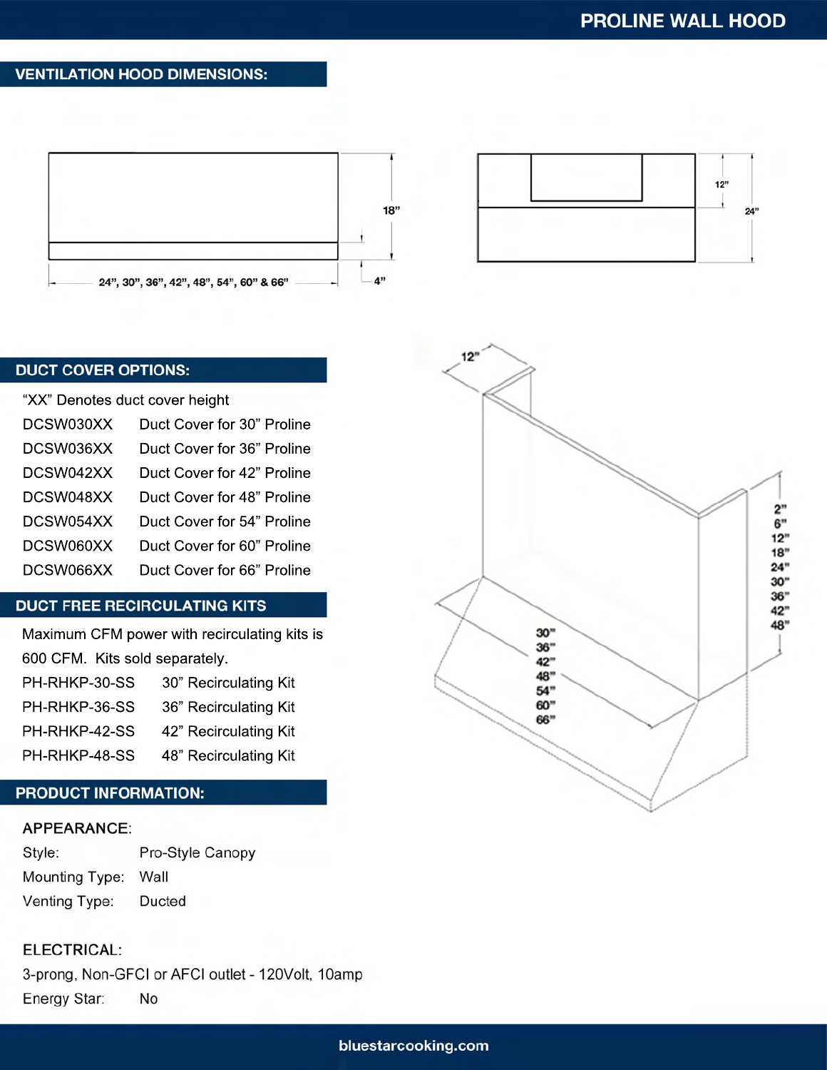# PROLINE WALL HOOD

## VENTILATION HOOD DIMENSIONS:

18”

24”, 30”, 36”, 42”, 48”, 54”, 60” & 66”

4”

12”

24”

## DUCT COVER OPTIONS:

“XX” Denotes duct cover height

| | |
|---|---|
| DCSW030XX | Duct Cover for 30” Proline |
| DCSW036XX | Duct Cover for 36” Proline |
| DCSW042XX | Duct Cover for 42” Proline |
| DCSW048XX | Duct Cover for 48” Proline |
| DCSW054XX | Duct Cover for 54” Proline |
| DCSW060XX | Duct Cover for 60” Proline |
| DCSW066XX | Duct Cover for 66” Proline |

12”

2”
6”
12”
18”
24”
30”
36”
42”
48”

30”
36”
42”
48”
54”
60”
66”

## DUCT FREE RECIRCULATING KITS

Maximum CFM power with recirculating kits is 600 CFM. Kits sold separately.

| | |
|---|---|
| PH-RHKP-30-SS | 30” Recirculating Kit |
| PH-RHKP-36-SS | 36” Recirculating Kit |
| PH-RHKP-42-SS | 42” Recirculating Kit |
| PH-RHKP-48-SS | 48” Recirculating Kit |

## PRODUCT INFORMATION:

### APPEARANCE:

| | |
|---|---|
| Style: | Pro-Style Canopy |
| Mounting Type: | Wall |
| Venting Type: | Ducted |

### ELECTRICAL:

3-prong, Non-GFCI or AFCI outlet - 120Volt, 10amp

Energy Star: No

bluestarcooking.com